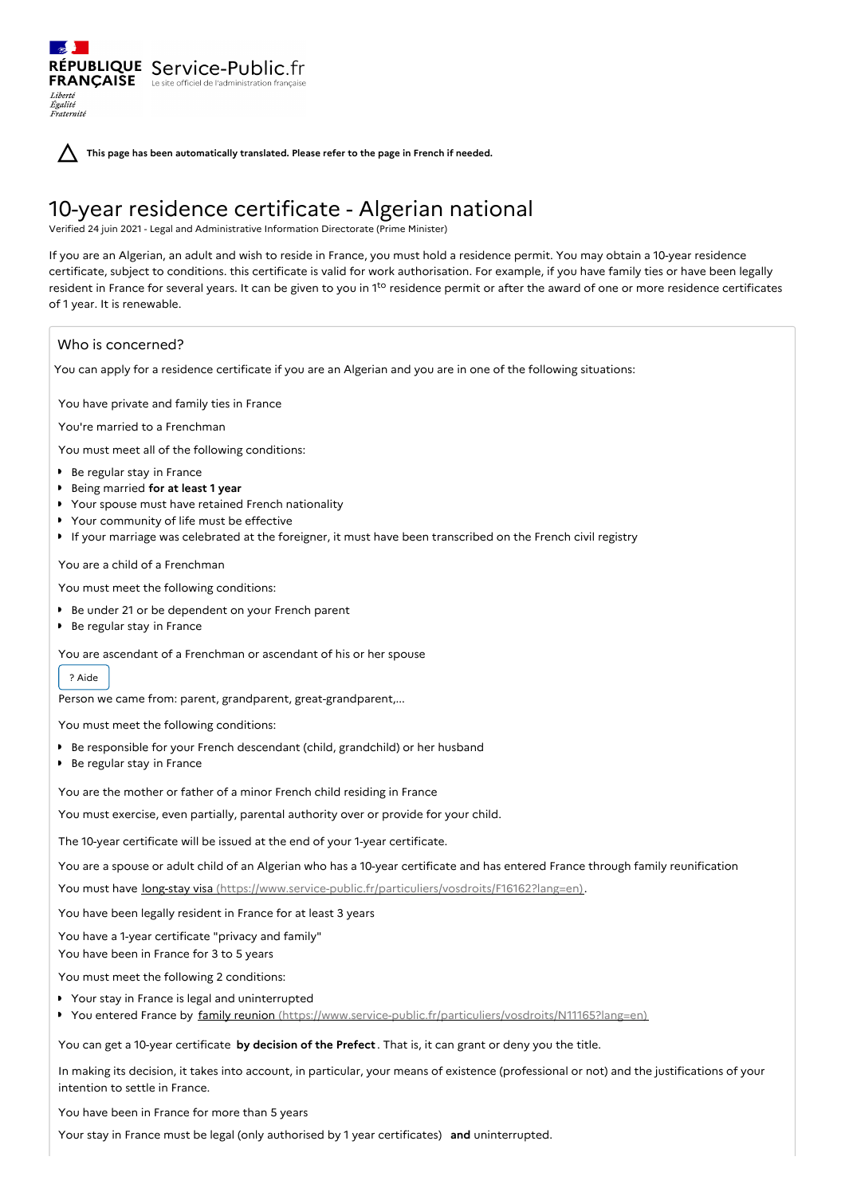RÉPUBLIQUE FRANÇAISE

*Liberté*
*Égalité*
*Fraternité*

Service-Public.fr
Le site officiel de l'administration française

**This page has been automatically translated. Please refer to the page in French if needed.**

# 10-year residence certificate - Algerian national

Verified 24 juin 2021 - Legal and Administrative Information Directorate (Prime Minister)

If you are an Algerian, an adult and wish to reside in France, you must hold a residence permit. You may obtain a 10-year residence certificate, subject to conditions. this certificate is valid for work authorisation. For example, if you have family ties or have been legally resident in France for several years. It can be given to you in 1$^{to}$ residence permit or after the award of one or more residence certificates of 1 year. It is renewable.

## Who is concerned?

You can apply for a residence certificate if you are an Algerian and you are in one of the following situations:

### You have private and family ties in France

#### You're married to a Frenchman

You must meet all of the following conditions:

- Be regular stay in France
- Being married **for at least 1 year**
- Your spouse must have retained French nationality
- Your community of life must be effective
- If your marriage was celebrated at the foreigner, it must have been transcribed on the French civil registry

#### You are a child of a Frenchman

You must meet the following conditions:

- Be under 21 or be dependent on your French parent
- Be regular stay in France

#### You are ascendant of a Frenchman or ascendant of his or her spouse

? Aide

Person we came from: parent, grandparent, great-grandparent,...

You must meet the following conditions:

- Be responsible for your French descendant (child, grandchild) or her husband
- Be regular stay in France

#### You are the mother or father of a minor French child residing in France

You must exercise, even partially, parental authority over or provide for your child.

The 10-year certificate will be issued at the end of your 1-year certificate.

#### You are a spouse or adult child of an Algerian who has a 10-year certificate and has entered France through family reunification

You must have long-stay visa (https://www.service-public.fr/particuliers/vosdroits/F16162?lang=en).

### You have been legally resident in France for at least 3 years

#### You have a 1-year certificate "privacy and family"

##### You have been in France for 3 to 5 years

You must meet the following 2 conditions:

- Your stay in France is legal and uninterrupted
- You entered France by family reunion (https://www.service-public.fr/particuliers/vosdroits/N11165?lang=en)

You can get a 10-year certificate **by decision of the Prefect**. That is, it can grant or deny you the title.

In making its decision, it takes into account, in particular, your means of existence (professional or not) and the justifications of your intention to settle in France.

##### You have been in France for more than 5 years

Your stay in France must be legal (only authorised by 1 year certificates) **and** uninterrupted.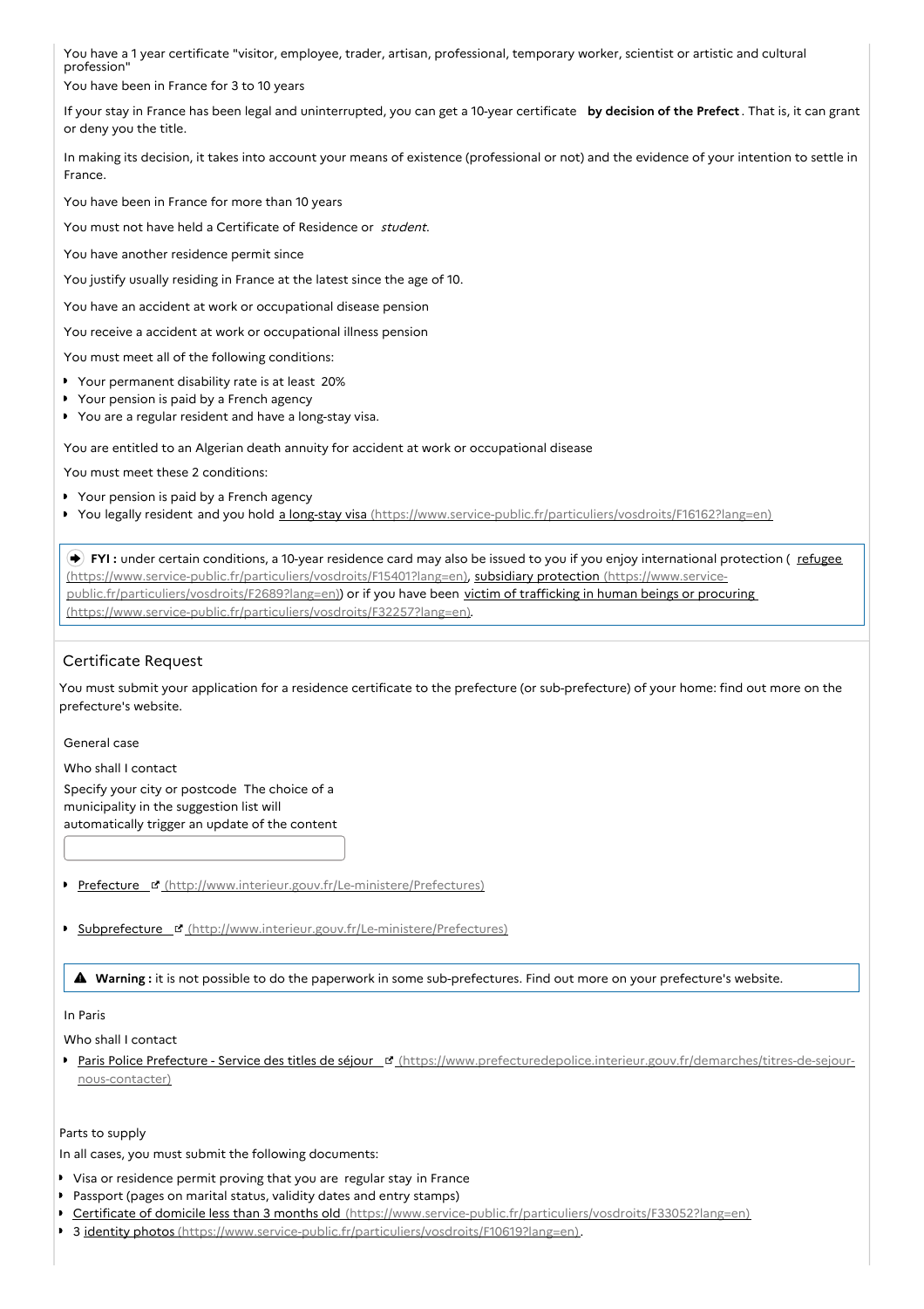You have a 1 year certificate "visitor, employee, trader, artisan, professional, temporary worker, scientist or artistic and cultural profession"

You have been in France for 3 to 10 years

If your stay in France has been legal and uninterrupted, you can get a 10-year certificate **by decision of the Prefect**. That is, it can grant or deny you the title.

In making its decision, it takes into account your means of existence (professional or not) and the evidence of your intention to settle in France.

You have been in France for more than 10 years

You must not have held a Certificate of Residence or *student*.

You have another residence permit since

You justify usually residing in France at the latest since the age of 10.

You have an accident at work or occupational disease pension

You receive a accident at work or occupational illness pension

You must meet all of the following conditions:

- Your permanent disability rate is at least 20%
- Your pension is paid by a French agency
- You are a regular resident and have a long-stay visa.

You are entitled to an Algerian death annuity for accident at work or occupational disease

You must meet these 2 conditions:

- Your pension is paid by a French agency
- You legally resident and you hold a long-stay visa (https://www.service-public.fr/particuliers/vosdroits/F16162?lang=en)

> **FYI :** under certain conditions, a 10-year residence card may also be issued to you if you enjoy international protection ( refugee (https://www.service-public.fr/particuliers/vosdroits/F15401?lang=en), subsidiary protection (https://www.service-public.fr/particuliers/vosdroits/F2689?lang=en)) or if you have been victim of trafficking in human beings or procuring (https://www.service-public.fr/particuliers/vosdroits/F32257?lang=en).

## Certificate Request

You must submit your application for a residence certificate to the prefecture (or sub-prefecture) of your home: find out more on the prefecture's website.

General case

Who shall I contact

Specify your city or postcode The choice of a municipality in the suggestion list will automatically trigger an update of the content

- Prefecture (http://www.interieur.gouv.fr/Le-ministere/Prefectures)
- Subprefecture (http://www.interieur.gouv.fr/Le-ministere/Prefectures)

> **Warning :** it is not possible to do the paperwork in some sub-prefectures. Find out more on your prefecture's website.

In Paris

Who shall I contact

- Paris Police Prefecture - Service des titles de séjour (https://www.prefecturedepolice.interieur.gouv.fr/demarches/titres-de-sejour-nous-contacter)

Parts to supply

In all cases, you must submit the following documents:

- Visa or residence permit proving that you are regular stay in France
- Passport (pages on marital status, validity dates and entry stamps)
- Certificate of domicile less than 3 months old (https://www.service-public.fr/particuliers/vosdroits/F33052?lang=en)
- 3 identity photos (https://www.service-public.fr/particuliers/vosdroits/F10619?lang=en).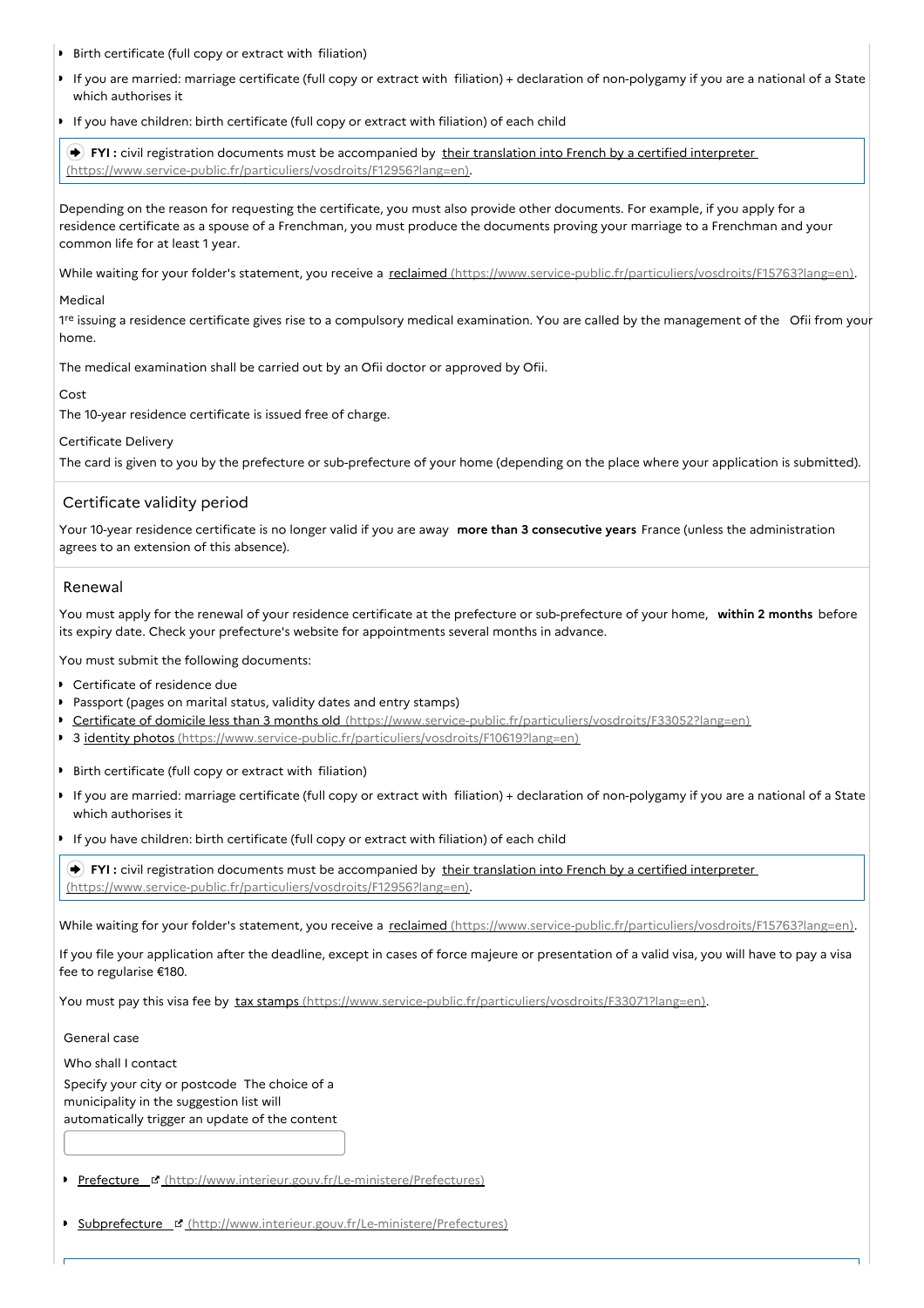- Birth certificate (full copy or extract with filiation)
- If you are married: marriage certificate (full copy or extract with filiation) + declaration of non-polygamy if you are a national of a State which authorises it
- If you have children: birth certificate (full copy or extract with filiation) of each child

> **FYI :** civil registration documents must be accompanied by [their translation into French by a certified interpreter (https://www.service-public.fr/particuliers/vosdroits/F12956?lang=en)](https://www.service-public.fr/particuliers/vosdroits/F12956?lang=en).

Depending on the reason for requesting the certificate, you must also provide other documents. For example, if you apply for a residence certificate as a spouse of a Frenchman, you must produce the documents proving your marriage to a Frenchman and your common life for at least 1 year.

While waiting for your folder's statement, you receive a [reclaimed (https://www.service-public.fr/particuliers/vosdroits/F15763?lang=en)](https://www.service-public.fr/particuliers/vosdroits/F15763?lang=en).

Medical

1re issuing a residence certificate gives rise to a compulsory medical examination. You are called by the management of the Ofii from your home.

The medical examination shall be carried out by an Ofii doctor or approved by Ofii.

Cost

The 10-year residence certificate is issued free of charge.

Certificate Delivery

The card is given to you by the prefecture or sub-prefecture of your home (depending on the place where your application is submitted).

## Certificate validity period

Your 10-year residence certificate is no longer valid if you are away **more than 3 consecutive years** France (unless the administration agrees to an extension of this absence).

## Renewal

You must apply for the renewal of your residence certificate at the prefecture or sub-prefecture of your home, **within 2 months** before its expiry date. Check your prefecture's website for appointments several months in advance.

You must submit the following documents:

- Certificate of residence due
- Passport (pages on marital status, validity dates and entry stamps)
- [Certificate of domicile less than 3 months old (https://www.service-public.fr/particuliers/vosdroits/F33052?lang=en)](https://www.service-public.fr/particuliers/vosdroits/F33052?lang=en)
- 3 [identity photos (https://www.service-public.fr/particuliers/vosdroits/F10619?lang=en)](https://www.service-public.fr/particuliers/vosdroits/F10619?lang=en)
- Birth certificate (full copy or extract with filiation)
- If you are married: marriage certificate (full copy or extract with filiation) + declaration of non-polygamy if you are a national of a State which authorises it
- If you have children: birth certificate (full copy or extract with filiation) of each child

> **FYI :** civil registration documents must be accompanied by [their translation into French by a certified interpreter (https://www.service-public.fr/particuliers/vosdroits/F12956?lang=en)](https://www.service-public.fr/particuliers/vosdroits/F12956?lang=en).

While waiting for your folder's statement, you receive a [reclaimed (https://www.service-public.fr/particuliers/vosdroits/F15763?lang=en)](https://www.service-public.fr/particuliers/vosdroits/F15763?lang=en).

If you file your application after the deadline, except in cases of force majeure or presentation of a valid visa, you will have to pay a visa fee to regularise €180.

You must pay this visa fee by [tax stamps (https://www.service-public.fr/particuliers/vosdroits/F33071?lang=en)](https://www.service-public.fr/particuliers/vosdroits/F33071?lang=en).

General case

Who shall I contact

Specify your city or postcode The choice of a municipality in the suggestion list will automatically trigger an update of the content

- [Prefecture (http://www.interieur.gouv.fr/Le-ministere/Prefectures)](http://www.interieur.gouv.fr/Le-ministere/Prefectures)
- [Subprefecture (http://www.interieur.gouv.fr/Le-ministere/Prefectures)](http://www.interieur.gouv.fr/Le-ministere/Prefectures)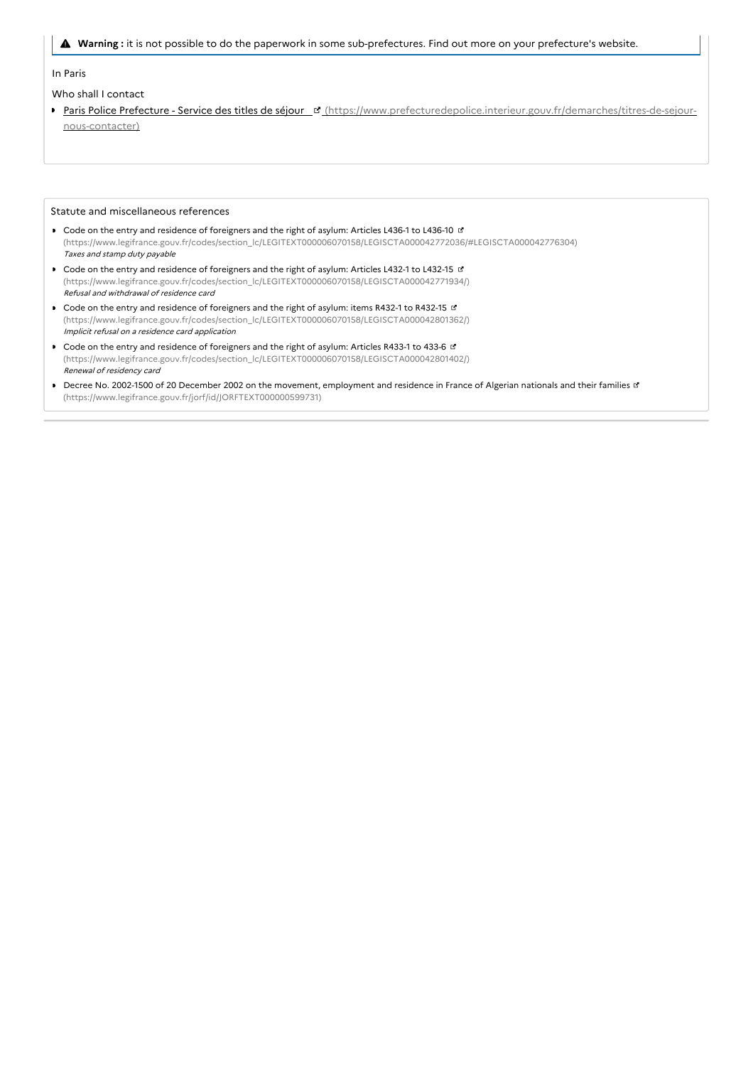⚠ **Warning :** it is not possible to do the paperwork in some sub-prefectures. Find out more on your prefecture's website.

In Paris

Who shall I contact

- Paris Police Prefecture - Service des titles de séjour (https://www.prefecturedepolice.interieur.gouv.fr/demarches/titres-de-sejour-nous-contacter)

Statute and miscellaneous references

- Code on the entry and residence of foreigners and the right of asylum: Articles L436-1 to L436-10 (https://www.legifrance.gouv.fr/codes/section_lc/LEGITEXT000006070158/LEGISCTA000042772036/#LEGISCTA000042776304)
  *Taxes and stamp duty payable*
- Code on the entry and residence of foreigners and the right of asylum: Articles L432-1 to L432-15 (https://www.legifrance.gouv.fr/codes/section_lc/LEGITEXT000006070158/LEGISCTA000042771934/)
  *Refusal and withdrawal of residence card*
- Code on the entry and residence of foreigners and the right of asylum: items R432-1 to R432-15 (https://www.legifrance.gouv.fr/codes/section_lc/LEGITEXT000006070158/LEGISCTA000042801362/)
  *Implicit refusal on a residence card application*
- Code on the entry and residence of foreigners and the right of asylum: Articles R433-1 to 433-6 (https://www.legifrance.gouv.fr/codes/section_lc/LEGITEXT000006070158/LEGISCTA000042801402/)
  *Renewal of residency card*
- Decree No. 2002-1500 of 20 December 2002 on the movement, employment and residence in France of Algerian nationals and their families (https://www.legifrance.gouv.fr/jorf/id/JORFTEXT000000599731)